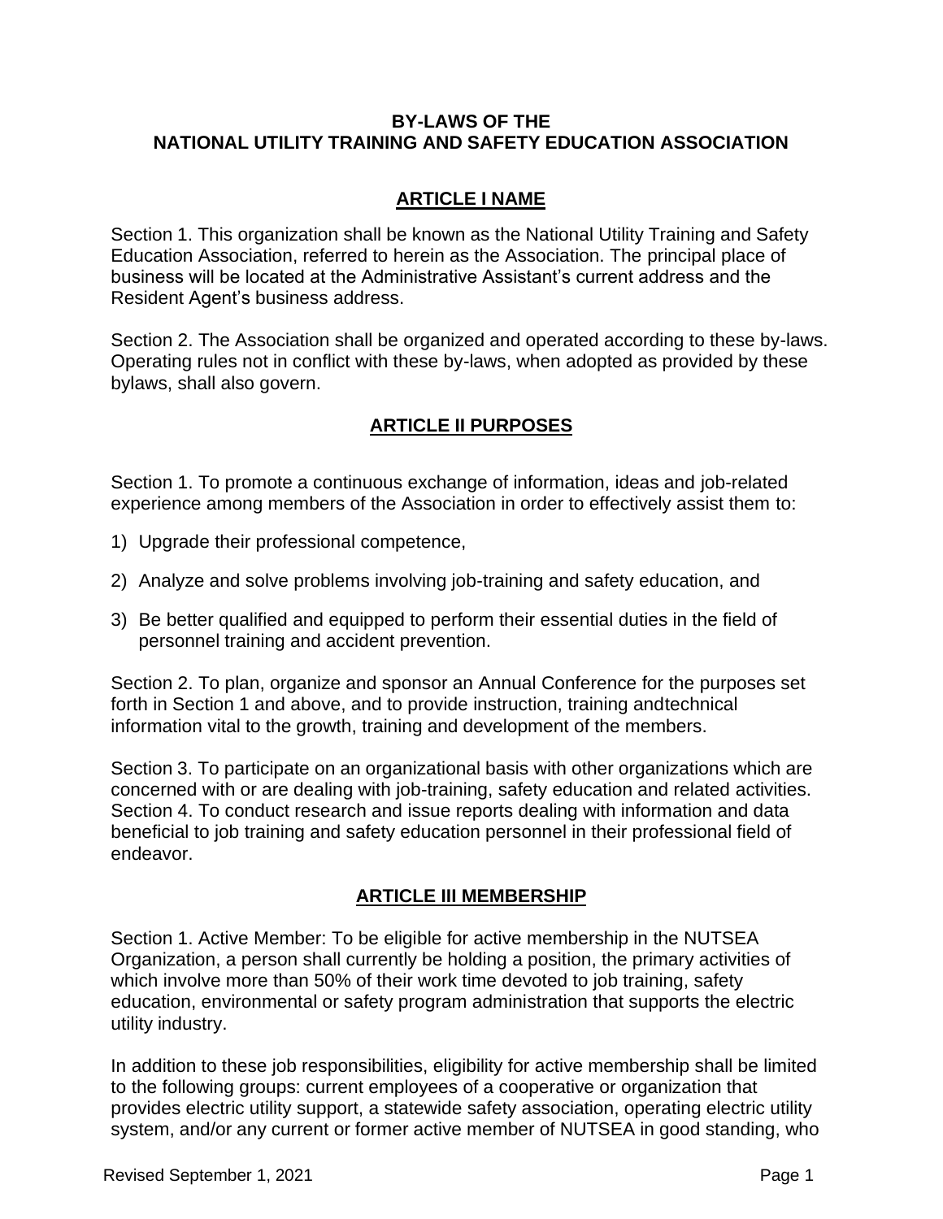# BY-LAWS OF THE NATIONAL UTILITY TRAINING AND SAFETY EDUCATION ASSOCIATION

## ARTICLE I NAME

Section 1. This organization shall be known as the National Utility Training and Safety Education Association, referred to herein as the Association. The principal place of business will be located at the Administrative Assistant's current address and the Resident Agent's business address.

Section 2. The Association shall be organized and operated according to these by-laws. Operating rules not in conflict with these by-laws, when adopted as provided by these bylaws, shall also govern.

## ARTICLE II PURPOSES

Section 1. To promote a continuous exchange of information, ideas and job-related experience among members of the Association in order to effectively assist them to:

1) Upgrade their professional competence,
2) Analyze and solve problems involving job-training and safety education, and
3) Be better qualified and equipped to perform their essential duties in the field of personnel training and accident prevention.

Section 2. To plan, organize and sponsor an Annual Conference for the purposes set forth in Section 1 and above, and to provide instruction, training andtechnical information vital to the growth, training and development of the members.

Section 3. To participate on an organizational basis with other organizations which are concerned with or are dealing with job-training, safety education and related activities.
Section 4. To conduct research and issue reports dealing with information and data beneficial to job training and safety education personnel in their professional field of endeavor.

## ARTICLE III MEMBERSHIP

Section 1. Active Member: To be eligible for active membership in the NUTSEA Organization, a person shall currently be holding a position, the primary activities of which involve more than 50% of their work time devoted to job training, safety education, environmental or safety program administration that supports the electric utility industry.

In addition to these job responsibilities, eligibility for active membership shall be limited to the following groups: current employees of a cooperative or organization that provides electric utility support, a statewide safety association, operating electric utility system, and/or any current or former active member of NUTSEA in good standing, who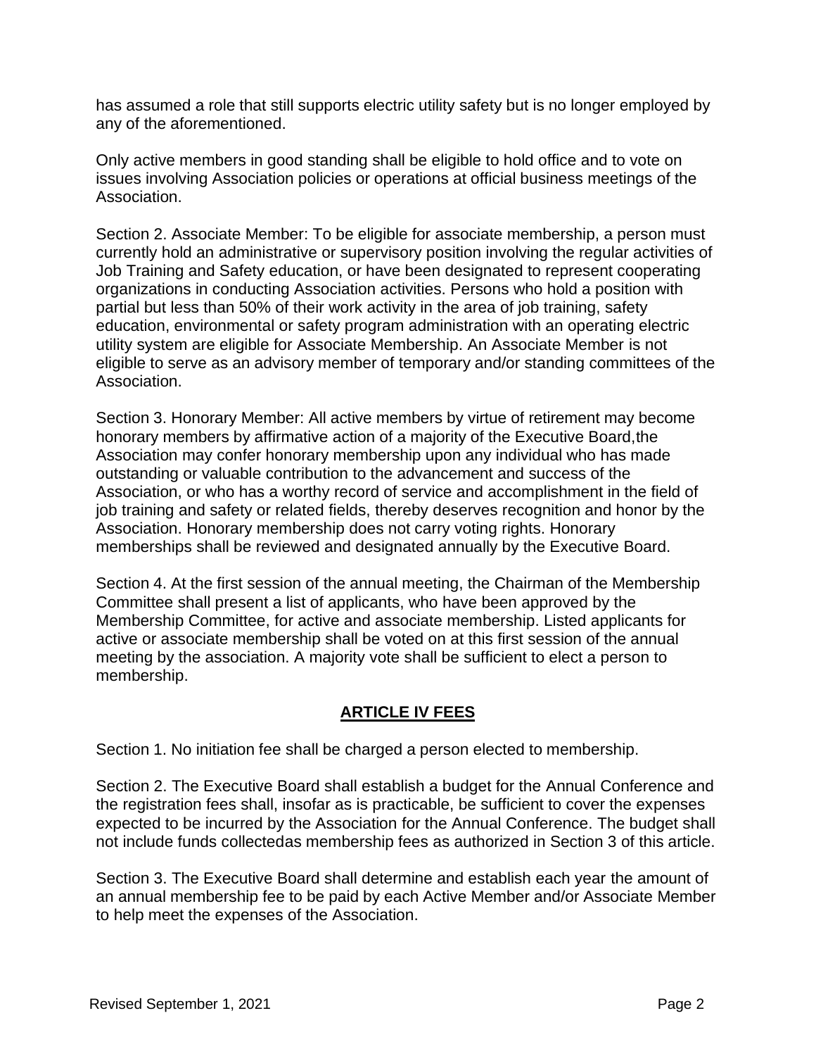has assumed a role that still supports electric utility safety but is no longer employed by any of the aforementioned.

Only active members in good standing shall be eligible to hold office and to vote on issues involving Association policies or operations at official business meetings of the Association.

Section 2. Associate Member: To be eligible for associate membership, a person must currently hold an administrative or supervisory position involving the regular activities of Job Training and Safety education, or have been designated to represent cooperating organizations in conducting Association activities. Persons who hold a position with partial but less than 50% of their work activity in the area of job training, safety education, environmental or safety program administration with an operating electric utility system are eligible for Associate Membership. An Associate Member is not eligible to serve as an advisory member of temporary and/or standing committees of the Association.

Section 3. Honorary Member: All active members by virtue of retirement may become honorary members by affirmative action of a majority of the Executive Board,the Association may confer honorary membership upon any individual who has made outstanding or valuable contribution to the advancement and success of the Association, or who has a worthy record of service and accomplishment in the field of job training and safety or related fields, thereby deserves recognition and honor by the Association. Honorary membership does not carry voting rights. Honorary memberships shall be reviewed and designated annually by the Executive Board.

Section 4. At the first session of the annual meeting, the Chairman of the Membership Committee shall present a list of applicants, who have been approved by the Membership Committee, for active and associate membership. Listed applicants for active or associate membership shall be voted on at this first session of the annual meeting by the association. A majority vote shall be sufficient to elect a person to membership.

## ARTICLE IV FEES

Section 1. No initiation fee shall be charged a person elected to membership.

Section 2. The Executive Board shall establish a budget for the Annual Conference and the registration fees shall, insofar as is practicable, be sufficient to cover the expenses expected to be incurred by the Association for the Annual Conference. The budget shall not include funds collectedas membership fees as authorized in Section 3 of this article.

Section 3. The Executive Board shall determine and establish each year the amount of an annual membership fee to be paid by each Active Member and/or Associate Member to help meet the expenses of the Association.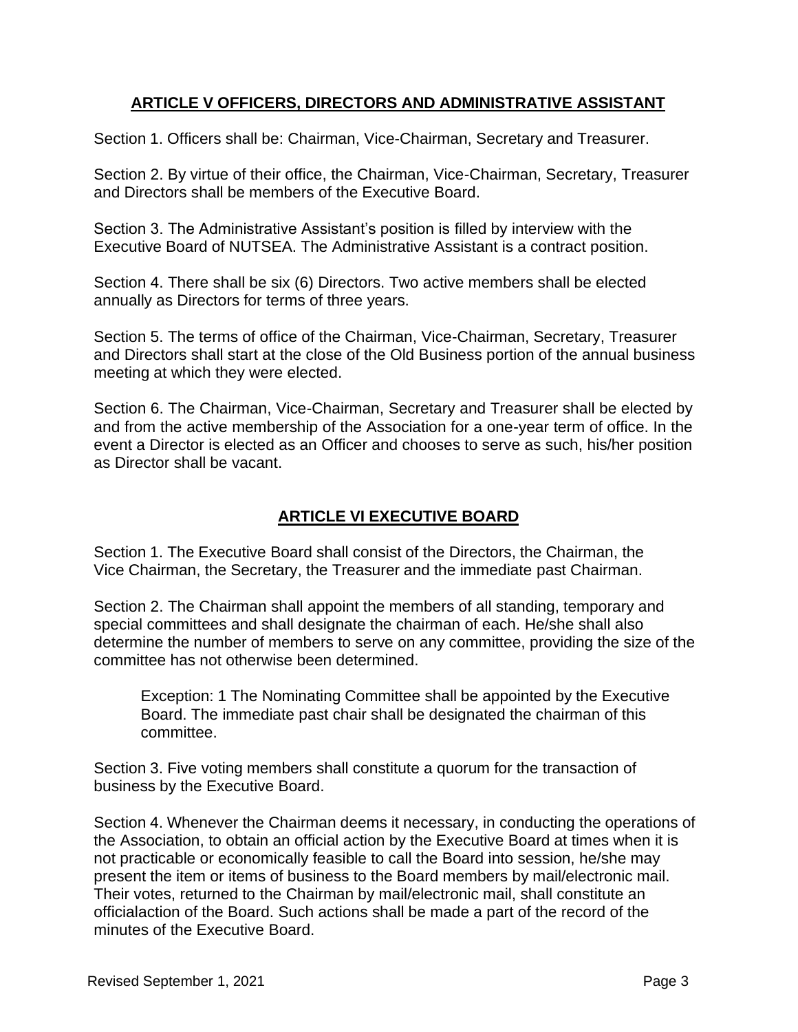## ARTICLE V OFFICERS, DIRECTORS AND ADMINISTRATIVE ASSISTANT

Section 1. Officers shall be: Chairman, Vice-Chairman, Secretary and Treasurer.

Section 2. By virtue of their office, the Chairman, Vice-Chairman, Secretary, Treasurer and Directors shall be members of the Executive Board.

Section 3. The Administrative Assistant's position is filled by interview with the Executive Board of NUTSEA. The Administrative Assistant is a contract position.

Section 4. There shall be six (6) Directors. Two active members shall be elected annually as Directors for terms of three years.

Section 5. The terms of office of the Chairman, Vice-Chairman, Secretary, Treasurer and Directors shall start at the close of the Old Business portion of the annual business meeting at which they were elected.

Section 6. The Chairman, Vice-Chairman, Secretary and Treasurer shall be elected by and from the active membership of the Association for a one-year term of office. In the event a Director is elected as an Officer and chooses to serve as such, his/her position as Director shall be vacant.

## ARTICLE VI EXECUTIVE BOARD

Section 1. The Executive Board shall consist of the Directors, the Chairman, the Vice Chairman, the Secretary, the Treasurer and the immediate past Chairman.

Section 2. The Chairman shall appoint the members of all standing, temporary and special committees and shall designate the chairman of each. He/she shall also determine the number of members to serve on any committee, providing the size of the committee has not otherwise been determined.

> Exception: 1 The Nominating Committee shall be appointed by the Executive Board. The immediate past chair shall be designated the chairman of this committee.

Section 3. Five voting members shall constitute a quorum for the transaction of business by the Executive Board.

Section 4. Whenever the Chairman deems it necessary, in conducting the operations of the Association, to obtain an official action by the Executive Board at times when it is not practicable or economically feasible to call the Board into session, he/she may present the item or items of business to the Board members by mail/electronic mail. Their votes, returned to the Chairman by mail/electronic mail, shall constitute an officialaction of the Board. Such actions shall be made a part of the record of the minutes of the Executive Board.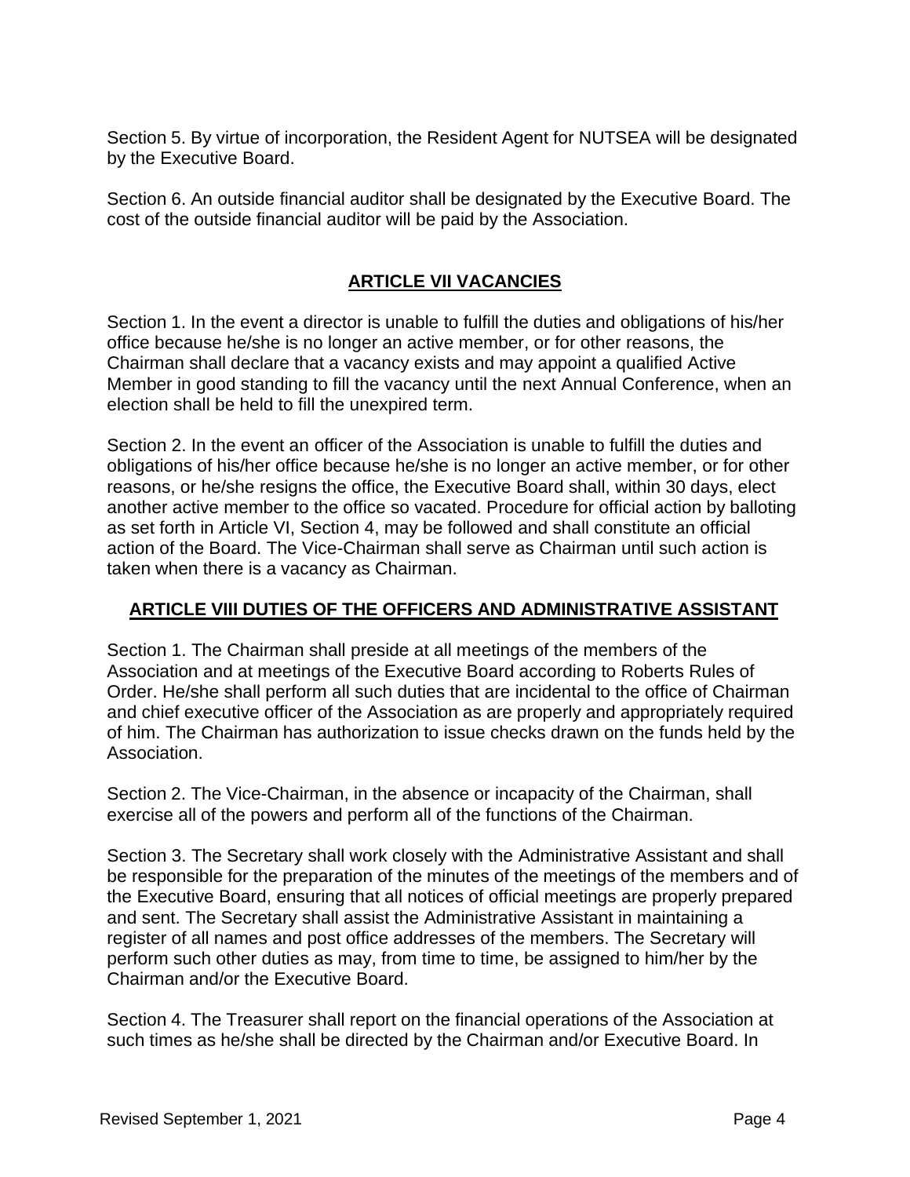Section 5. By virtue of incorporation, the Resident Agent for NUTSEA will be designated by the Executive Board.

Section 6. An outside financial auditor shall be designated by the Executive Board. The cost of the outside financial auditor will be paid by the Association.

## ARTICLE VII VACANCIES

Section 1. In the event a director is unable to fulfill the duties and obligations of his/her office because he/she is no longer an active member, or for other reasons, the Chairman shall declare that a vacancy exists and may appoint a qualified Active Member in good standing to fill the vacancy until the next Annual Conference, when an election shall be held to fill the unexpired term.

Section 2. In the event an officer of the Association is unable to fulfill the duties and obligations of his/her office because he/she is no longer an active member, or for other reasons, or he/she resigns the office, the Executive Board shall, within 30 days, elect another active member to the office so vacated. Procedure for official action by balloting as set forth in Article VI, Section 4, may be followed and shall constitute an official action of the Board. The Vice-Chairman shall serve as Chairman until such action is taken when there is a vacancy as Chairman.

## ARTICLE VIII DUTIES OF THE OFFICERS AND ADMINISTRATIVE ASSISTANT

Section 1. The Chairman shall preside at all meetings of the members of the Association and at meetings of the Executive Board according to Roberts Rules of Order. He/she shall perform all such duties that are incidental to the office of Chairman and chief executive officer of the Association as are properly and appropriately required of him. The Chairman has authorization to issue checks drawn on the funds held by the Association.

Section 2. The Vice-Chairman, in the absence or incapacity of the Chairman, shall exercise all of the powers and perform all of the functions of the Chairman.

Section 3. The Secretary shall work closely with the Administrative Assistant and shall be responsible for the preparation of the minutes of the meetings of the members and of the Executive Board, ensuring that all notices of official meetings are properly prepared and sent. The Secretary shall assist the Administrative Assistant in maintaining a register of all names and post office addresses of the members. The Secretary will perform such other duties as may, from time to time, be assigned to him/her by the Chairman and/or the Executive Board.

Section 4. The Treasurer shall report on the financial operations of the Association at such times as he/she shall be directed by the Chairman and/or Executive Board. In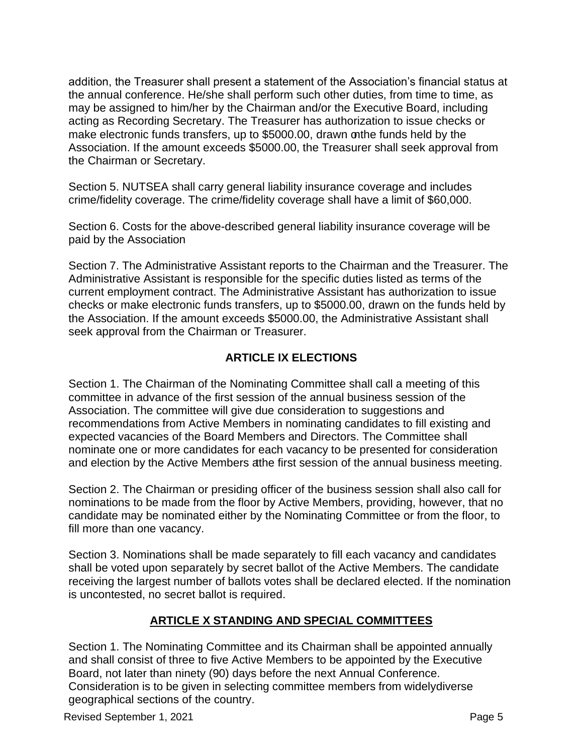addition, the Treasurer shall present a statement of the Association's financial status at the annual conference. He/she shall perform such other duties, from time to time, as may be assigned to him/her by the Chairman and/or the Executive Board, including acting as Recording Secretary. The Treasurer has authorization to issue checks or make electronic funds transfers, up to $5000.00, drawn on the funds held by the Association. If the amount exceeds $5000.00, the Treasurer shall seek approval from the Chairman or Secretary.

Section 5. NUTSEA shall carry general liability insurance coverage and includes crime/fidelity coverage. The crime/fidelity coverage shall have a limit of $60,000.

Section 6. Costs for the above-described general liability insurance coverage will be paid by the Association

Section 7. The Administrative Assistant reports to the Chairman and the Treasurer. The Administrative Assistant is responsible for the specific duties listed as terms of the current employment contract. The Administrative Assistant has authorization to issue checks or make electronic funds transfers, up to $5000.00, drawn on the funds held by the Association. If the amount exceeds $5000.00, the Administrative Assistant shall seek approval from the Chairman or Treasurer.

## ARTICLE IX ELECTIONS

Section 1. The Chairman of the Nominating Committee shall call a meeting of this committee in advance of the first session of the annual business session of the Association. The committee will give due consideration to suggestions and recommendations from Active Members in nominating candidates to fill existing and expected vacancies of the Board Members and Directors. The Committee shall nominate one or more candidates for each vacancy to be presented for consideration and election by the Active Members at the first session of the annual business meeting.

Section 2. The Chairman or presiding officer of the business session shall also call for nominations to be made from the floor by Active Members, providing, however, that no candidate may be nominated either by the Nominating Committee or from the floor, to fill more than one vacancy.

Section 3. Nominations shall be made separately to fill each vacancy and candidates shall be voted upon separately by secret ballot of the Active Members. The candidate receiving the largest number of ballots votes shall be declared elected. If the nomination is uncontested, no secret ballot is required.

## ARTICLE X STANDING AND SPECIAL COMMITTEES

Section 1. The Nominating Committee and its Chairman shall be appointed annually and shall consist of three to five Active Members to be appointed by the Executive Board, not later than ninety (90) days before the next Annual Conference. Consideration is to be given in selecting committee members from widely diverse geographical sections of the country.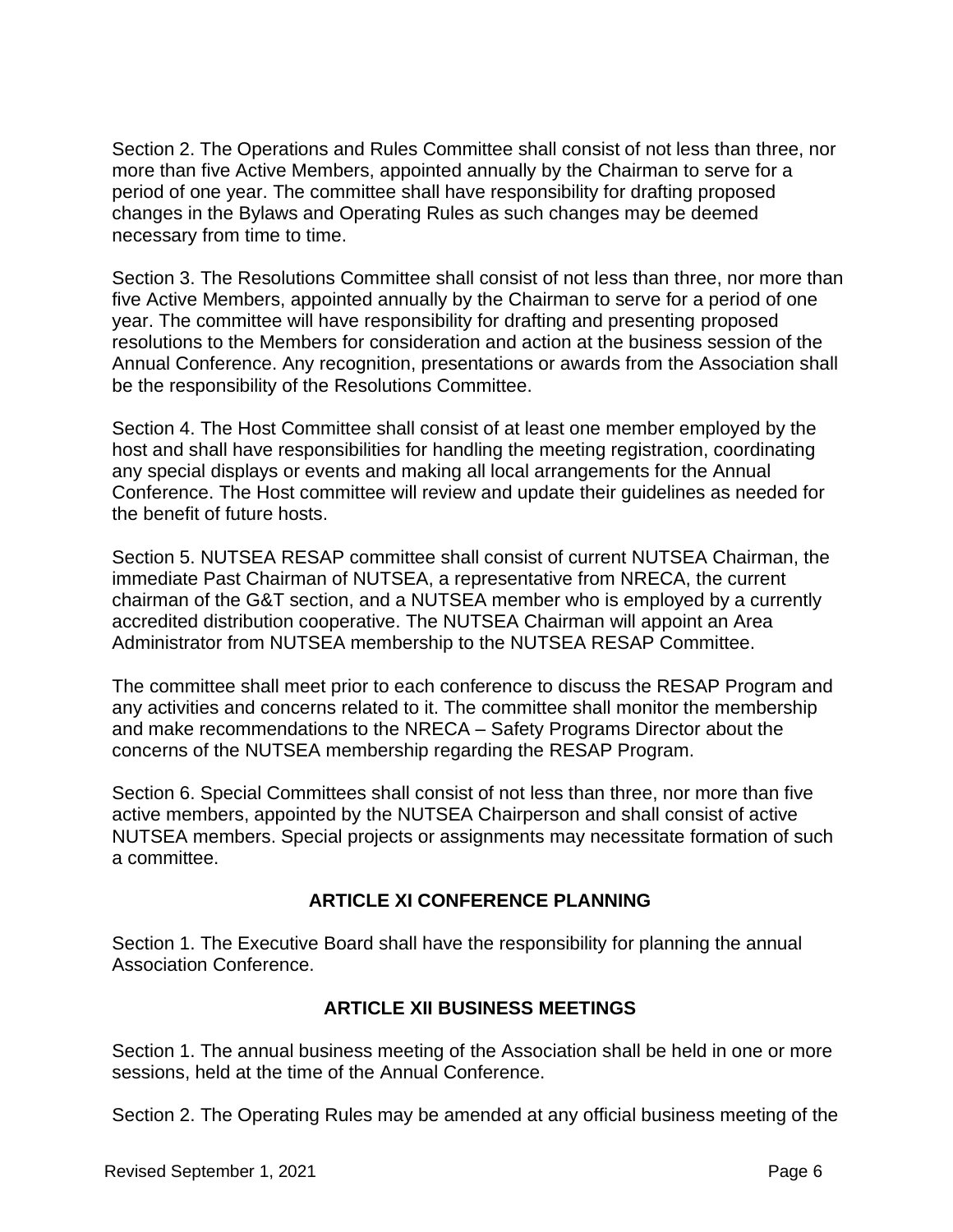Section 2. The Operations and Rules Committee shall consist of not less than three, nor more than five Active Members, appointed annually by the Chairman to serve for a period of one year. The committee shall have responsibility for drafting proposed changes in the Bylaws and Operating Rules as such changes may be deemed necessary from time to time.

Section 3. The Resolutions Committee shall consist of not less than three, nor more than five Active Members, appointed annually by the Chairman to serve for a period of one year. The committee will have responsibility for drafting and presenting proposed resolutions to the Members for consideration and action at the business session of the Annual Conference. Any recognition, presentations or awards from the Association shall be the responsibility of the Resolutions Committee.

Section 4. The Host Committee shall consist of at least one member employed by the host and shall have responsibilities for handling the meeting registration, coordinating any special displays or events and making all local arrangements for the Annual Conference. The Host committee will review and update their guidelines as needed for the benefit of future hosts.

Section 5. NUTSEA RESAP committee shall consist of current NUTSEA Chairman, the immediate Past Chairman of NUTSEA, a representative from NRECA, the current chairman of the G&T section, and a NUTSEA member who is employed by a currently accredited distribution cooperative. The NUTSEA Chairman will appoint an Area Administrator from NUTSEA membership to the NUTSEA RESAP Committee.

The committee shall meet prior to each conference to discuss the RESAP Program and any activities and concerns related to it. The committee shall monitor the membership and make recommendations to the NRECA – Safety Programs Director about the concerns of the NUTSEA membership regarding the RESAP Program.

Section 6. Special Committees shall consist of not less than three, nor more than five active members, appointed by the NUTSEA Chairperson and shall consist of active NUTSEA members. Special projects or assignments may necessitate formation of such a committee.

## ARTICLE XI CONFERENCE PLANNING

Section 1. The Executive Board shall have the responsibility for planning the annual Association Conference.

## ARTICLE XII BUSINESS MEETINGS

Section 1. The annual business meeting of the Association shall be held in one or more sessions, held at the time of the Annual Conference.

Section 2. The Operating Rules may be amended at any official business meeting of the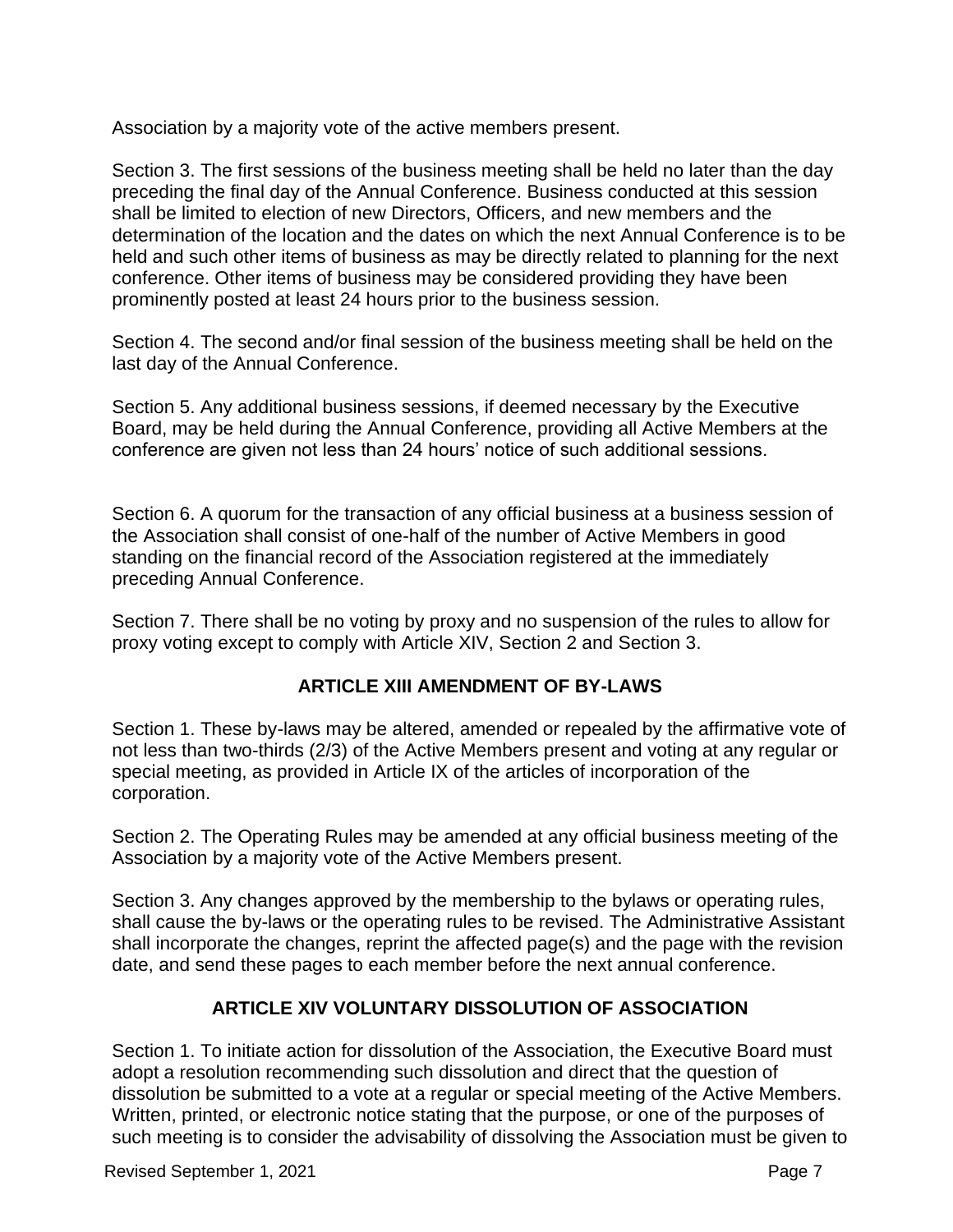Association by a majority vote of the active members present.

Section 3. The first sessions of the business meeting shall be held no later than the day preceding the final day of the Annual Conference. Business conducted at this session shall be limited to election of new Directors, Officers, and new members and the determination of the location and the dates on which the next Annual Conference is to be held and such other items of business as may be directly related to planning for the next conference. Other items of business may be considered providing they have been prominently posted at least 24 hours prior to the business session.

Section 4. The second and/or final session of the business meeting shall be held on the last day of the Annual Conference.

Section 5. Any additional business sessions, if deemed necessary by the Executive Board, may be held during the Annual Conference, providing all Active Members at the conference are given not less than 24 hours' notice of such additional sessions.

Section 6. A quorum for the transaction of any official business at a business session of the Association shall consist of one-half of the number of Active Members in good standing on the financial record of the Association registered at the immediately preceding Annual Conference.

Section 7. There shall be no voting by proxy and no suspension of the rules to allow for proxy voting except to comply with Article XIV, Section 2 and Section 3.

## ARTICLE XIII AMENDMENT OF BY-LAWS

Section 1. These by-laws may be altered, amended or repealed by the affirmative vote of not less than two-thirds (2/3) of the Active Members present and voting at any regular or special meeting, as provided in Article IX of the articles of incorporation of the corporation.

Section 2. The Operating Rules may be amended at any official business meeting of the Association by a majority vote of the Active Members present.

Section 3. Any changes approved by the membership to the bylaws or operating rules, shall cause the by-laws or the operating rules to be revised. The Administrative Assistant shall incorporate the changes, reprint the affected page(s) and the page with the revision date, and send these pages to each member before the next annual conference.

## ARTICLE XIV VOLUNTARY DISSOLUTION OF ASSOCIATION

Section 1. To initiate action for dissolution of the Association, the Executive Board must adopt a resolution recommending such dissolution and direct that the question of dissolution be submitted to a vote at a regular or special meeting of the Active Members. Written, printed, or electronic notice stating that the purpose, or one of the purposes of such meeting is to consider the advisability of dissolving the Association must be given to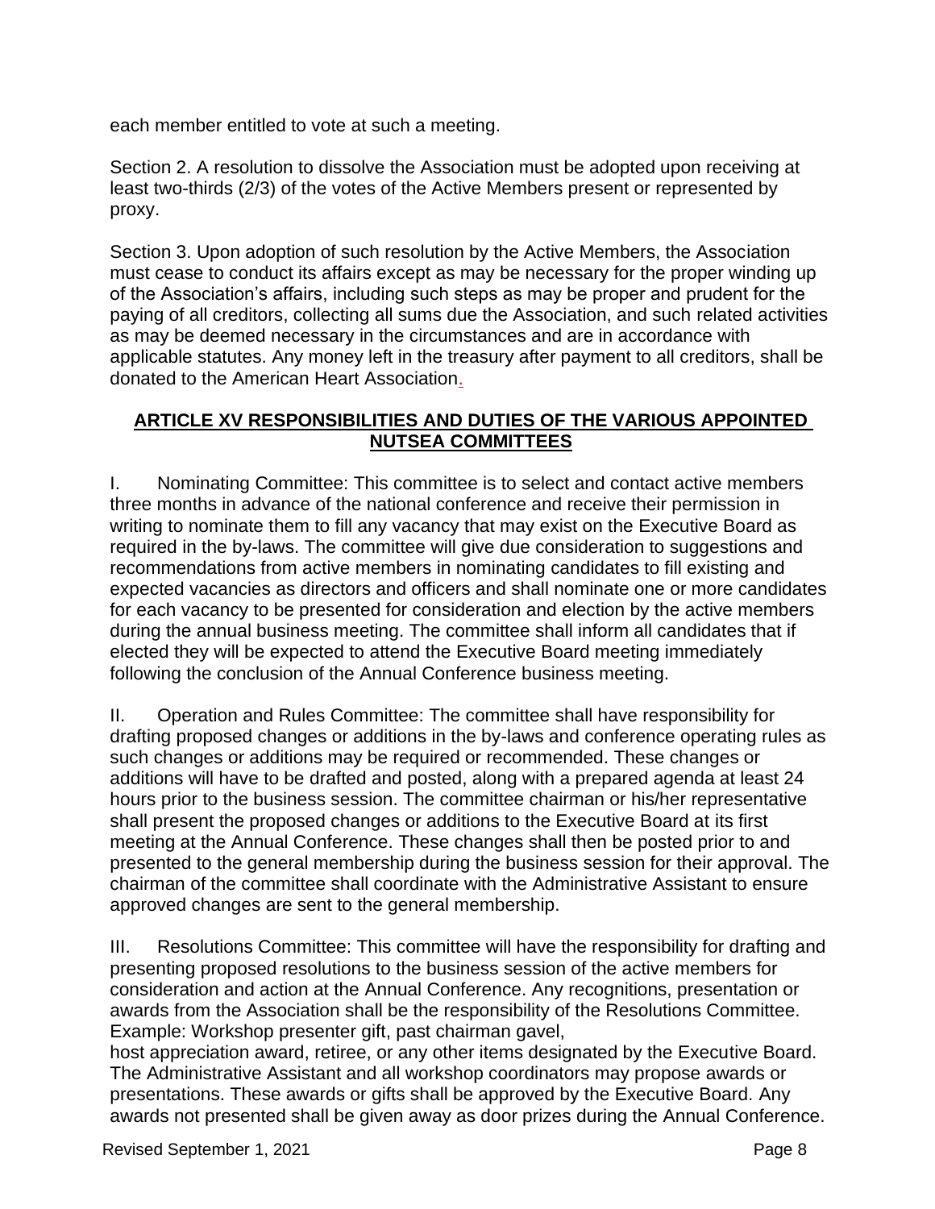each member entitled to vote at such a meeting.

Section 2. A resolution to dissolve the Association must be adopted upon receiving at least two-thirds (2/3) of the votes of the Active Members present or represented by proxy.

Section 3. Upon adoption of such resolution by the Active Members, the Association must cease to conduct its affairs except as may be necessary for the proper winding up of the Association's affairs, including such steps as may be proper and prudent for the paying of all creditors, collecting all sums due the Association, and such related activities as may be deemed necessary in the circumstances and are in accordance with applicable statutes. Any money left in the treasury after payment to all creditors, shall be donated to the American Heart Association.

## ARTICLE XV RESPONSIBILITIES AND DUTIES OF THE VARIOUS APPOINTED NUTSEA COMMITTEES

I. Nominating Committee: This committee is to select and contact active members three months in advance of the national conference and receive their permission in writing to nominate them to fill any vacancy that may exist on the Executive Board as required in the by-laws. The committee will give due consideration to suggestions and recommendations from active members in nominating candidates to fill existing and expected vacancies as directors and officers and shall nominate one or more candidates for each vacancy to be presented for consideration and election by the active members during the annual business meeting. The committee shall inform all candidates that if elected they will be expected to attend the Executive Board meeting immediately following the conclusion of the Annual Conference business meeting.

II. Operation and Rules Committee: The committee shall have responsibility for drafting proposed changes or additions in the by-laws and conference operating rules as such changes or additions may be required or recommended. These changes or additions will have to be drafted and posted, along with a prepared agenda at least 24 hours prior to the business session. The committee chairman or his/her representative shall present the proposed changes or additions to the Executive Board at its first meeting at the Annual Conference. These changes shall then be posted prior to and presented to the general membership during the business session for their approval. The chairman of the committee shall coordinate with the Administrative Assistant to ensure approved changes are sent to the general membership.

III. Resolutions Committee: This committee will have the responsibility for drafting and presenting proposed resolutions to the business session of the active members for consideration and action at the Annual Conference. Any recognitions, presentation or awards from the Association shall be the responsibility of the Resolutions Committee. Example: Workshop presenter gift, past chairman gavel,
host appreciation award, retiree, or any other items designated by the Executive Board. The Administrative Assistant and all workshop coordinators may propose awards or presentations. These awards or gifts shall be approved by the Executive Board. Any awards not presented shall be given away as door prizes during the Annual Conference.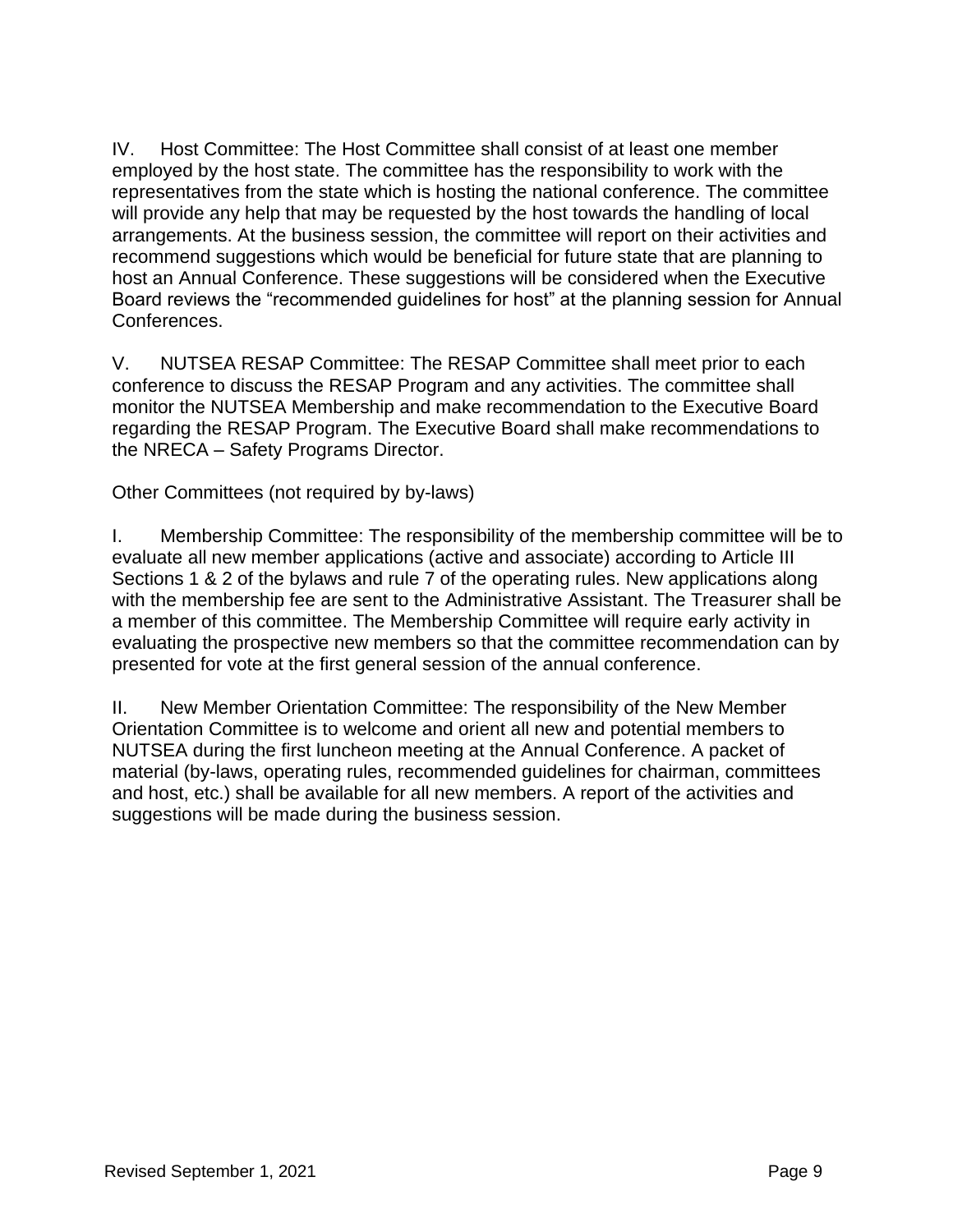IV. Host Committee: The Host Committee shall consist of at least one member employed by the host state. The committee has the responsibility to work with the representatives from the state which is hosting the national conference. The committee will provide any help that may be requested by the host towards the handling of local arrangements. At the business session, the committee will report on their activities and recommend suggestions which would be beneficial for future state that are planning to host an Annual Conference. These suggestions will be considered when the Executive Board reviews the "recommended guidelines for host" at the planning session for Annual Conferences.

V. NUTSEA RESAP Committee: The RESAP Committee shall meet prior to each conference to discuss the RESAP Program and any activities. The committee shall monitor the NUTSEA Membership and make recommendation to the Executive Board regarding the RESAP Program. The Executive Board shall make recommendations to the NRECA – Safety Programs Director.

Other Committees (not required by by-laws)

I. Membership Committee: The responsibility of the membership committee will be to evaluate all new member applications (active and associate) according to Article III Sections 1 & 2 of the bylaws and rule 7 of the operating rules. New applications along with the membership fee are sent to the Administrative Assistant. The Treasurer shall be a member of this committee. The Membership Committee will require early activity in evaluating the prospective new members so that the committee recommendation can by presented for vote at the first general session of the annual conference.

II. New Member Orientation Committee: The responsibility of the New Member Orientation Committee is to welcome and orient all new and potential members to NUTSEA during the first luncheon meeting at the Annual Conference. A packet of material (by-laws, operating rules, recommended guidelines for chairman, committees and host, etc.) shall be available for all new members. A report of the activities and suggestions will be made during the business session.

Revised September 1, 2021